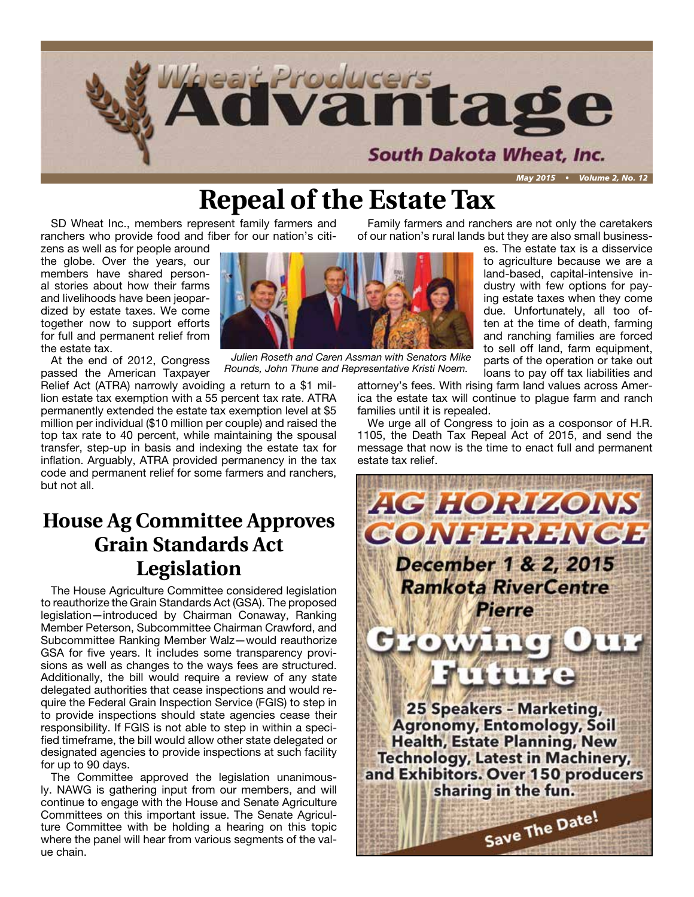# Wheat Producers Advantage

South Dakota Wheat, Inc.

May 2015 • Volume 2, No. 12

# Repeal of the Estate Tax

SD Wheat Inc., members represent family farmers and ranchers who provide food and fiber for our nation's citizens as well as for people around the globe. Over the years, our members have shared personal stories about how their farms and livelihoods have been jeopardized by estate taxes. We come together now to support efforts for full and permanent relief from the estate tax.

*Julien Roseth and Caren Assman with Senators Mike Rounds, John Thune and Representative Kristi Noem.*

At the end of 2012, Congress passed the American Taxpayer Relief Act (ATRA) narrowly avoiding a return to a $1 million estate tax exemption with a 55 percent tax rate. ATRA permanently extended the estate tax exemption level at $5 million per individual ($10 million per couple) and raised the top tax rate to 40 percent, while maintaining the spousal transfer, step-up in basis and indexing the estate tax for inflation. Arguably, ATRA provided permanency in the tax code and permanent relief for some farmers and ranchers, but not all.

Family farmers and ranchers are not only the caretakers of our nation's rural lands but they are also small businesses. The estate tax is a disservice to agriculture because we are a land-based, capital-intensive industry with few options for paying estate taxes when they come due. Unfortunately, all too often at the time of death, farming and ranching families are forced to sell off land, farm equipment, parts of the operation or take out loans to pay off tax liabilities and attorney's fees. With rising farm land values across America the estate tax will continue to plague farm and ranch families until it is repealed.

We urge all of Congress to join as a cosponsor of H.R. 1105, the Death Tax Repeal Act of 2015, and send the message that now is the time to enact full and permanent estate tax relief.

## House Ag Committee Approves Grain Standards Act Legislation

The House Agriculture Committee considered legislation to reauthorize the Grain Standards Act (GSA). The proposed legislation—introduced by Chairman Conaway, Ranking Member Peterson, Subcommittee Chairman Crawford, and Subcommittee Ranking Member Walz—would reauthorize GSA for five years. It includes some transparency provisions as well as changes to the ways fees are structured. Additionally, the bill would require a review of any state delegated authorities that cease inspections and would require the Federal Grain Inspection Service (FGIS) to step in to provide inspections should state agencies cease their responsibility. If FGIS is not able to step in within a specified timeframe, the bill would allow other state delegated or designated agencies to provide inspections at such facility for up to 90 days.

The Committee approved the legislation unanimously. NAWG is gathering input from our members, and will continue to engage with the House and Senate Agriculture Committees on this important issue. The Senate Agriculture Committee with be holding a hearing on this topic where the panel will hear from various segments of the value chain.

## AG HORIZONS CONFERENCE

**December 1 & 2, 2015**
**Ramkota RiverCentre**
**Pierre**

**Growing Our Future**

25 Speakers - Marketing, Agronomy, Entomology, Soil Health, Estate Planning, New Technology, Latest in Machinery, and Exhibitors. Over 150 producers sharing in the fun.

**Save The Date!**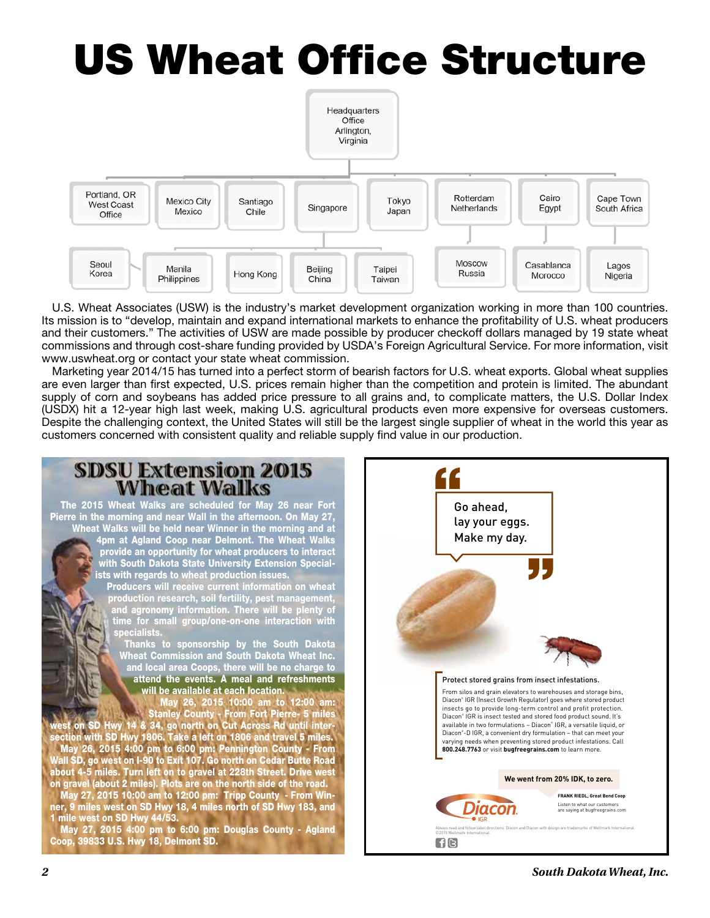# US Wheat Office Structure

- Headquarters Office Arlington, Virginia
  - Portland, OR West Coast Office
  - Mexico City Mexico
  - Santiago Chile
  - Singapore
  - Tokyo Japan
  - Rotterdam Netherlands
    - Moscow Russia
  - Cairo Egypt
    - Casablanca Morocco
  - Cape Town South Africa
    - Lagos Nigeria
- Seoul Korea
- Manila Philippines
- Hong Kong
- Beijing China
- Taipei Taiwan

U.S. Wheat Associates (USW) is the industry's market development organization working in more than 100 countries. Its mission is to "develop, maintain and expand international markets to enhance the profitability of U.S. wheat producers and their customers." The activities of USW are made possible by producer checkoff dollars managed by 19 state wheat commissions and through cost-share funding provided by USDA's Foreign Agricultural Service. For more information, visit www.uswheat.org or contact your state wheat commission.

Marketing year 2014/15 has turned into a perfect storm of bearish factors for U.S. wheat exports. Global wheat supplies are even larger than first expected, U.S. prices remain higher than the competition and protein is limited. The abundant supply of corn and soybeans has added price pressure to all grains and, to complicate matters, the U.S. Dollar Index (USDX) hit a 12-year high last week, making U.S. agricultural products even more expensive for overseas customers. Despite the challenging context, the United States will still be the largest single supplier of wheat in the world this year as customers concerned with consistent quality and reliable supply find value in our production.

## SDSU Extension 2015 Wheat Walks

The 2015 Wheat Walks are scheduled for May 26 near Fort Pierre in the morning and near Wall in the afternoon. On May 27, Wheat Walks will be held near Winner in the morning and at 4pm at Agland Coop near Delmont. The Wheat Walks provide an opportunity for wheat producers to interact with South Dakota State University Extension Specialists with regards to wheat production issues.

Producers will receive current information on wheat production research, soil fertility, pest management, and agronomy information. There will be plenty of time for small group/one-on-one interaction with specialists.

Thanks to sponsorship by the South Dakota Wheat Commission and South Dakota Wheat Inc. and local area Coops, there will be no charge to attend the events. A meal and refreshments will be available at each location.

May 26, 2015 10:00 am to 12:00 am: Stanley County - From Fort Pierre- 5 miles west on SD Hwy 14 & 34, go north on Cut Across Rd until intersection with SD Hwy 1806. Take a left on 1806 and travel 5 miles.

May 26, 2015 4:00 pm to 6:00 pm: Pennington County - From Wall SD, go west on I-90 to Exit 107. Go north on Cedar Butte Road about 4-5 miles. Turn left on to gravel at 228th Street. Drive west on gravel (about 2 miles). Plots are on the north side of the road.

May 27, 2015 10:00 am to 12:00 pm: Tripp County - From Winner, 9 miles west on SD Hwy 18, 4 miles north of SD Hwy 183, and 1 mile west on SD Hwy 44/53.

May 27, 2015 4:00 pm to 6:00 pm: Douglas County - Agland Coop, 39833 U.S. Hwy 18, Delmont SD.

---

"Go ahead, lay your eggs. Make my day."

Protect stored grains from insect infestations.

From silos and grain elevators to warehouses and storage bins, Diacon® IGR (Insect Growth Regulator) goes where stored product insects go to provide long-term control and profit protection. Diacon® IGR is insect tested and stored food product sound. It's available in two formulations – Diacon® IGR, a versatile liquid, or Diacon®-D IGR, a convenient dry formulation – that can meet your varying needs when preventing stored product infestations. Call **800.248.7763** or visit **bugfreegrains.com** to learn more.

**We went from 20% IDK, to zero.**

**FRANK RIEDL, Great Bend Coop**

Listen to what our customers are saying at bugfreegrains.com

Diacon IGR

Always read and follow label directions. Diacon and Diacon with design are trademarks of Wellmark International. ©2015 Wellmark International.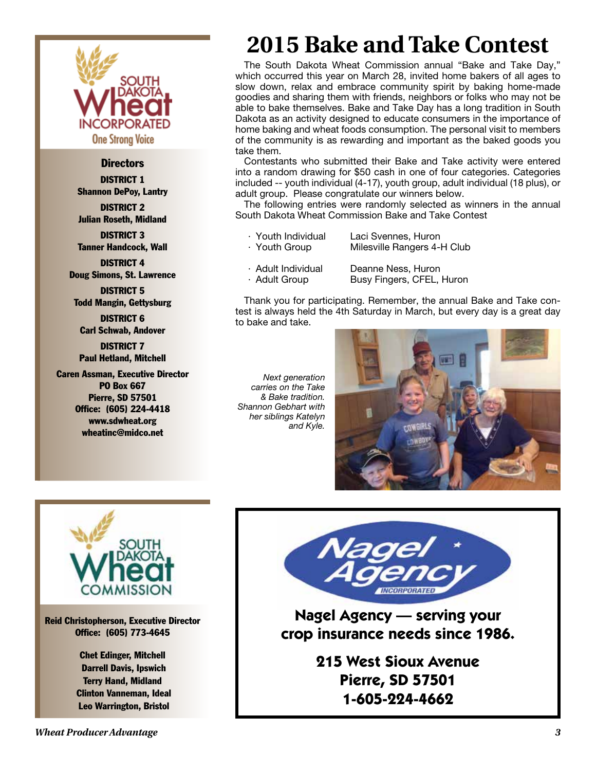# 2015 Bake and Take Contest

The South Dakota Wheat Commission annual "Bake and Take Day," which occurred this year on March 28, invited home bakers of all ages to slow down, relax and embrace community spirit by baking home-made goodies and sharing them with friends, neighbors or folks who may not be able to bake themselves. Bake and Take Day has a long tradition in South Dakota as an activity designed to educate consumers in the importance of home baking and wheat foods consumption. The personal visit to members of the community is as rewarding and important as the baked goods you take them.

Contestants who submitted their Bake and Take activity were entered into a random drawing for $50 cash in one of four categories. Categories included -- youth individual (4-17), youth group, adult individual (18 plus), or adult group. Please congratulate our winners below.

The following entries were randomly selected as winners in the annual South Dakota Wheat Commission Bake and Take Contest

- Youth Individual — Laci Svennes, Huron
- Youth Group — Milesville Rangers 4-H Club
- Adult Individual — Deanne Ness, Huron
- Adult Group — Busy Fingers, CFEL, Huron

Thank you for participating. Remember, the annual Bake and Take contest is always held the 4th Saturday in March, but every day is a great day to bake and take.

*Next generation carries on the Take & Bake tradition. Shannon Gebhart with her siblings Katelyn and Kyle.*

**South Dakota Wheat Incorporated**
**One Strong Voice**

**Directors**

**DISTRICT 1**
**Shannon DePoy, Lantry**

**DISTRICT 2**
**Julian Roseth, Midland**

**DISTRICT 3**
**Tanner Handcock, Wall**

**DISTRICT 4**
**Doug Simons, St. Lawrence**

**DISTRICT 5**
**Todd Mangin, Gettysburg**

**DISTRICT 6**
**Carl Schwab, Andover**

**DISTRICT 7**
**Paul Hetland, Mitchell**

**Caren Assman, Executive Director**
**PO Box 667**
**Pierre, SD 57501**
**Office: (605) 224-4418**
**www.sdwheat.org**
**wheatinc@midco.net**

**South Dakota Wheat Commission**

**Reid Christopherson, Executive Director**
**Office: (605) 773-4645**

**Chet Edinger, Mitchell**
**Darrell Davis, Ipswich**
**Terry Hand, Midland**
**Clinton Vanneman, Ideal**
**Leo Warrington, Bristol**

**Nagel Agency Incorporated**

**Nagel Agency — serving your crop insurance needs since 1986.**

**215 West Sioux Avenue**
**Pierre, SD 57501**
**1-605-224-4662**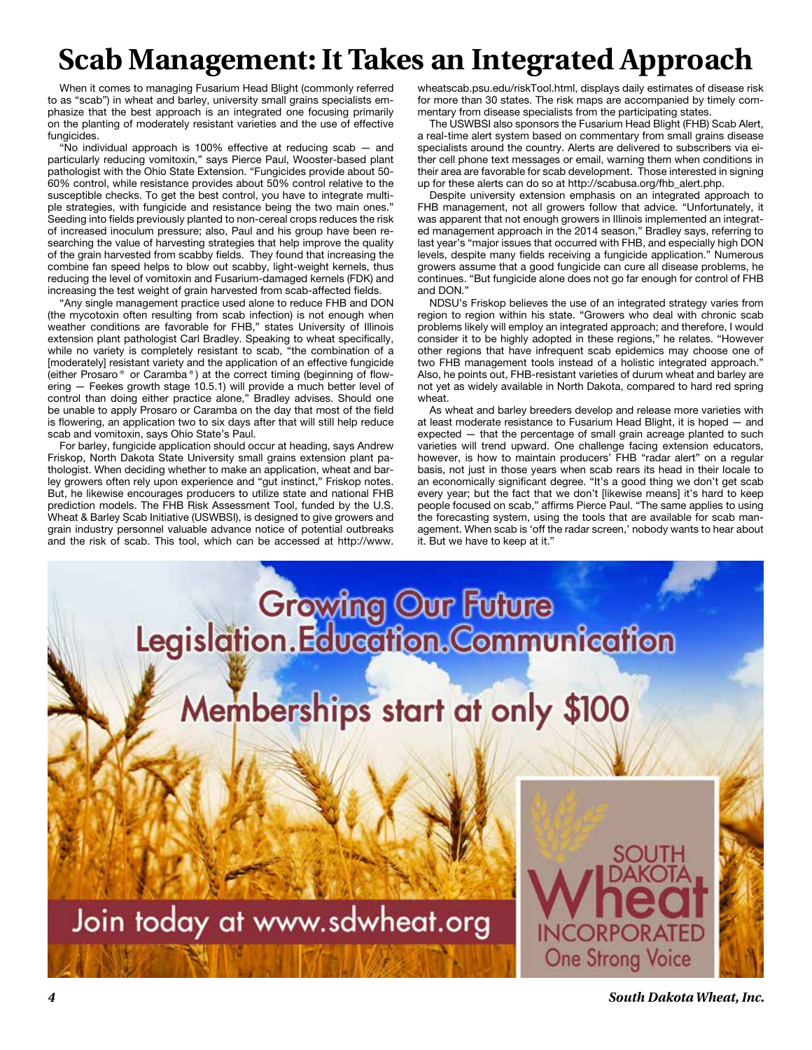# Scab Management: It Takes an Integrated Approach

When it comes to managing Fusarium Head Blight (commonly referred to as "scab") in wheat and barley, university small grains specialists emphasize that the best approach is an integrated one focusing primarily on the planting of moderately resistant varieties and the use of effective fungicides.

"No individual approach is 100% effective at reducing scab — and particularly reducing vomitoxin," says Pierce Paul, Wooster-based plant pathologist with the Ohio State Extension. "Fungicides provide about 50-60% control, while resistance provides about 50% control relative to the susceptible checks. To get the best control, you have to integrate multiple strategies, with fungicide and resistance being the two main ones." Seeding into fields previously planted to non-cereal crops reduces the risk of increased inoculum pressure; also, Paul and his group have been researching the value of harvesting strategies that help improve the quality of the grain harvested from scabby fields. They found that increasing the combine fan speed helps to blow out scabby, light-weight kernels, thus reducing the level of vomitoxin and Fusarium-damaged kernels (FDK) and increasing the test weight of grain harvested from scab-affected fields.

"Any single management practice used alone to reduce FHB and DON (the mycotoxin often resulting from scab infection) is not enough when weather conditions are favorable for FHB," states University of Illinois extension plant pathologist Carl Bradley. Speaking to wheat specifically, while no variety is completely resistant to scab, "the combination of a [moderately] resistant variety and the application of an effective fungicide (either Prosaro® or Caramba®) at the correct timing (beginning of flowering — Feekes growth stage 10.5.1) will provide a much better level of control than doing either practice alone," Bradley advises. Should one be unable to apply Prosaro or Caramba on the day that most of the field is flowering, an application two to six days after that will still help reduce scab and vomitoxin, says Ohio State's Paul.

For barley, fungicide application should occur at heading, says Andrew Friskop, North Dakota State University small grains extension plant pathologist. When deciding whether to make an application, wheat and barley growers often rely upon experience and "gut instinct," Friskop notes. But, he likewise encourages producers to utilize state and national FHB prediction models. The FHB Risk Assessment Tool, funded by the U.S. Wheat & Barley Scab Initiative (USWBSI), is designed to give growers and grain industry personnel valuable advance notice of potential outbreaks and the risk of scab. This tool, which can be accessed at http://www.wheatscab.psu.edu/riskTool.html, displays daily estimates of disease risk for more than 30 states. The risk maps are accompanied by timely commentary from disease specialists from the participating states.

The USWBSI also sponsors the Fusarium Head Blight (FHB) Scab Alert, a real-time alert system based on commentary from small grains disease specialists around the country. Alerts are delivered to subscribers via either cell phone text messages or email, warning them when conditions in their area are favorable for scab development. Those interested in signing up for these alerts can do so at http://scabusa.org/fhb_alert.php.

Despite university extension emphasis on an integrated approach to FHB management, not all growers follow that advice. "Unfortunately, it was apparent that not enough growers in Illinois implemented an integrated management approach in the 2014 season," Bradley says, referring to last year's "major issues that occurred with FHB, and especially high DON levels, despite many fields receiving a fungicide application." Numerous growers assume that a good fungicide can cure all disease problems, he continues. "But fungicide alone does not go far enough for control of FHB and DON."

NDSU's Friskop believes the use of an integrated strategy varies from region to region within his state. "Growers who deal with chronic scab problems likely will employ an integrated approach; and therefore, I would consider it to be highly adopted in these regions," he relates. "However other regions that have infrequent scab epidemics may choose one of two FHB management tools instead of a holistic integrated approach." Also, he points out, FHB-resistant varieties of durum wheat and barley are not yet as widely available in North Dakota, compared to hard red spring wheat.

As wheat and barley breeders develop and release more varieties with at least moderate resistance to Fusarium Head Blight, it is hoped — and expected — that the percentage of small grain acreage planted to such varieties will trend upward. One challenge facing extension educators, however, is how to maintain producers' FHB "radar alert" on a regular basis, not just in those years when scab rears its head in their locale to an economically significant degree. "It's a good thing we don't get scab every year; but the fact that we don't [likewise means] it's hard to keep people focused on scab," affirms Pierce Paul. "The same applies to using the forecasting system, using the tools that are available for scab management. When scab is 'off the radar screen,' nobody wants to hear about it. But we have to keep at it."

Growing Our Future
Legislation.Education.Communication

Memberships start at only $100

Join today at www.sdwheat.org

South Dakota Wheat Incorporated
One Strong Voice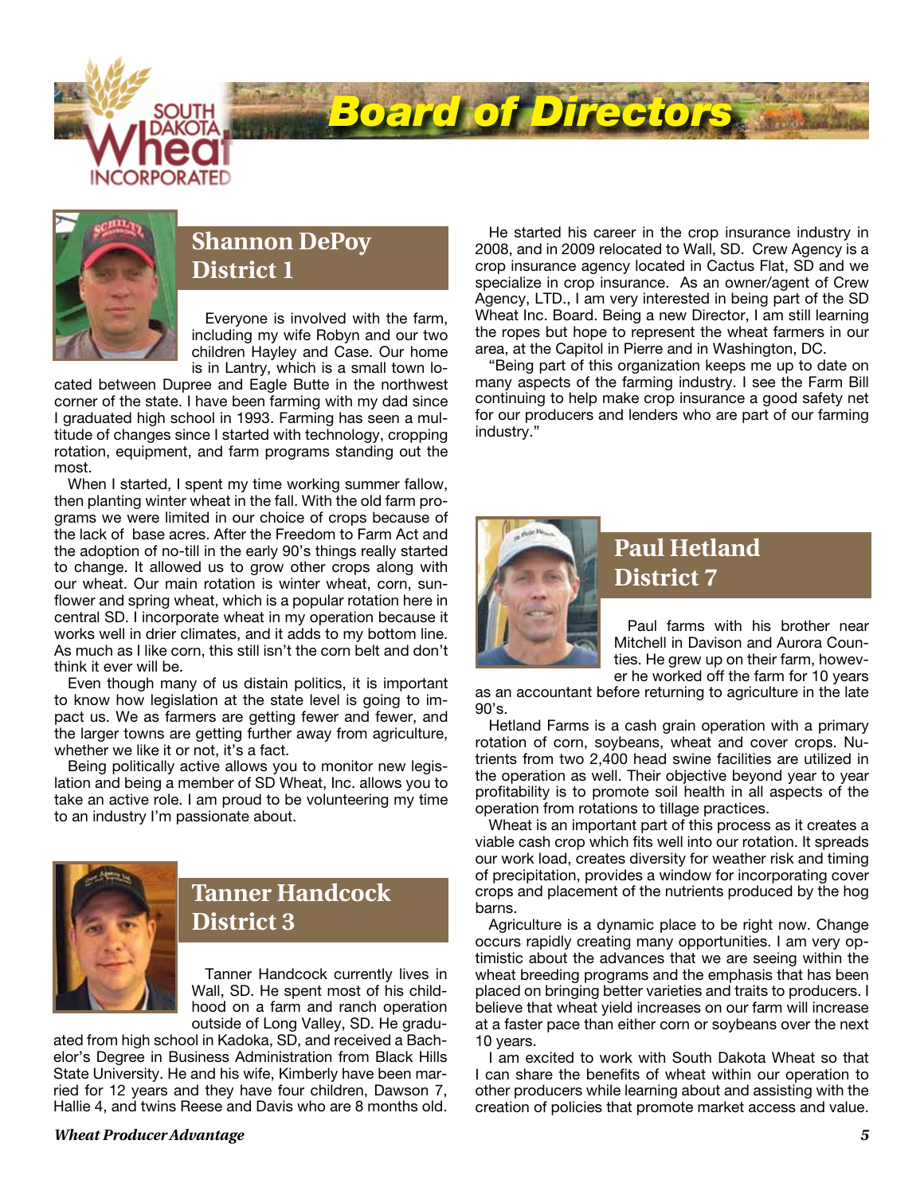# Board of Directors

## Shannon DePoy
## District 1

Everyone is involved with the farm, including my wife Robyn and our two children Hayley and Case. Our home is in Lantry, which is a small town located between Dupree and Eagle Butte in the northwest corner of the state. I have been farming with my dad since I graduated high school in 1993. Farming has seen a multitude of changes since I started with technology, cropping rotation, equipment, and farm programs standing out the most.

When I started, I spent my time working summer fallow, then planting winter wheat in the fall. With the old farm programs we were limited in our choice of crops because of the lack of base acres. After the Freedom to Farm Act and the adoption of no-till in the early 90's things really started to change. It allowed us to grow other crops along with our wheat. Our main rotation is winter wheat, corn, sunflower and spring wheat, which is a popular rotation here in central SD. I incorporate wheat in my operation because it works well in drier climates, and it adds to my bottom line. As much as I like corn, this still isn't the corn belt and don't think it ever will be.

Even though many of us distain politics, it is important to know how legislation at the state level is going to impact us. We as farmers are getting fewer and fewer, and the larger towns are getting further away from agriculture, whether we like it or not, it's a fact.

Being politically active allows you to monitor new legislation and being a member of SD Wheat, Inc. allows you to take an active role. I am proud to be volunteering my time to an industry I'm passionate about.

## Tanner Handcock
## District 3

Tanner Handcock currently lives in Wall, SD. He spent most of his childhood on a farm and ranch operation outside of Long Valley, SD. He graduated from high school in Kadoka, SD, and received a Bachelor's Degree in Business Administration from Black Hills State University. He and his wife, Kimberly have been married for 12 years and they have four children, Dawson 7, Hallie 4, and twins Reese and Davis who are 8 months old.

He started his career in the crop insurance industry in 2008, and in 2009 relocated to Wall, SD. Crew Agency is a crop insurance agency located in Cactus Flat, SD and we specialize in crop insurance. As an owner/agent of Crew Agency, LTD., I am very interested in being part of the SD Wheat Inc. Board. Being a new Director, I am still learning the ropes but hope to represent the wheat farmers in our area, at the Capitol in Pierre and in Washington, DC.

"Being part of this organization keeps me up to date on many aspects of the farming industry. I see the Farm Bill continuing to help make crop insurance a good safety net for our producers and lenders who are part of our farming industry."

## Paul Hetland
## District 7

Paul farms with his brother near Mitchell in Davison and Aurora Counties. He grew up on their farm, however he worked off the farm for 10 years as an accountant before returning to agriculture in the late 90's.

Hetland Farms is a cash grain operation with a primary rotation of corn, soybeans, wheat and cover crops. Nutrients from two 2,400 head swine facilities are utilized in the operation as well. Their objective beyond year to year profitability is to promote soil health in all aspects of the operation from rotations to tillage practices.

Wheat is an important part of this process as it creates a viable cash crop which fits well into our rotation. It spreads our work load, creates diversity for weather risk and timing of precipitation, provides a window for incorporating cover crops and placement of the nutrients produced by the hog barns.

Agriculture is a dynamic place to be right now. Change occurs rapidly creating many opportunities. I am very optimistic about the advances that we are seeing within the wheat breeding programs and the emphasis that has been placed on bringing better varieties and traits to producers. I believe that wheat yield increases on our farm will increase at a faster pace than either corn or soybeans over the next 10 years.

I am excited to work with South Dakota Wheat so that I can share the benefits of wheat within our operation to other producers while learning about and assisting with the creation of policies that promote market access and value.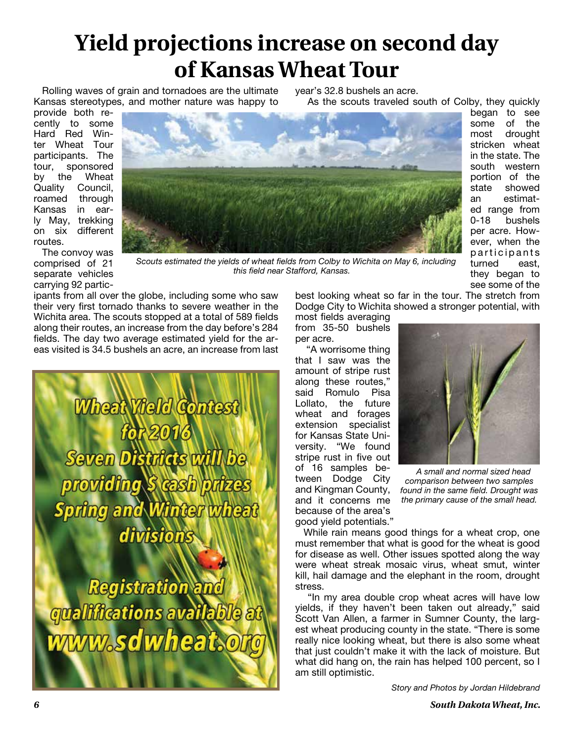# Yield projections increase on second day of Kansas Wheat Tour

Rolling waves of grain and tornadoes are the ultimate Kansas stereotypes, and mother nature was happy to provide both recently to some Hard Red Winter Wheat Tour participants. The tour, sponsored by the Wheat Quality Council, roamed through Kansas in early May, trekking on six different routes.

The convoy was comprised of 21 separate vehicles carrying 92 participants from all over the globe, including some who saw their very first tornado thanks to severe weather in the Wichita area. The scouts stopped at a total of 589 fields along their routes, an increase from the day before's 284 fields. The day two average estimated yield for the areas visited is 34.5 bushels an acre, an increase from last year's 32.8 bushels an acre.

*Scouts estimated the yields of wheat fields from Colby to Wichita on May 6, including this field near Stafford, Kansas.*

As the scouts traveled south of Colby, they quickly began to see some of the most drought stricken wheat in the state. The south western portion of the state showed an estimated range from 0-18 bushels per acre. However, when the participants turned east, they began to see some of the best looking wheat so far in the tour. The stretch from Dodge City to Wichita showed a stronger potential, with most fields averaging from 35-50 bushels per acre.

"A worrisome thing that I saw was the amount of stripe rust along these routes," said Romulo Pisa Lollato, the future wheat and forages extension specialist for Kansas State University. "We found stripe rust in five out of 16 samples between Dodge City and Kingman County, and it concerns me because of the area's good yield potentials."

*A small and normal sized head comparison between two samples found in the same field. Drought was the primary cause of the small head.*

While rain means good things for a wheat crop, one must remember that what is good for the wheat is good for disease as well. Other issues spotted along the way were wheat streak mosaic virus, wheat smut, winter kill, hail damage and the elephant in the room, drought stress.

"In my area double crop wheat acres will have low yields, if they haven't been taken out already," said Scott Van Allen, a farmer in Sumner County, the largest wheat producing county in the state. "There is some really nice looking wheat, but there is also some wheat that just couldn't make it with the lack of moisture. But what did hang on, the rain has helped 100 percent, so I am still optimistic.

*Story and Photos by Jordan Hildebrand*

**Wheat Yield Contest for 2016**

**Seven Districts will be providing $ cash prizes Spring and Winter wheat divisions**

**Registration and qualifications available at www.sdwheat.org**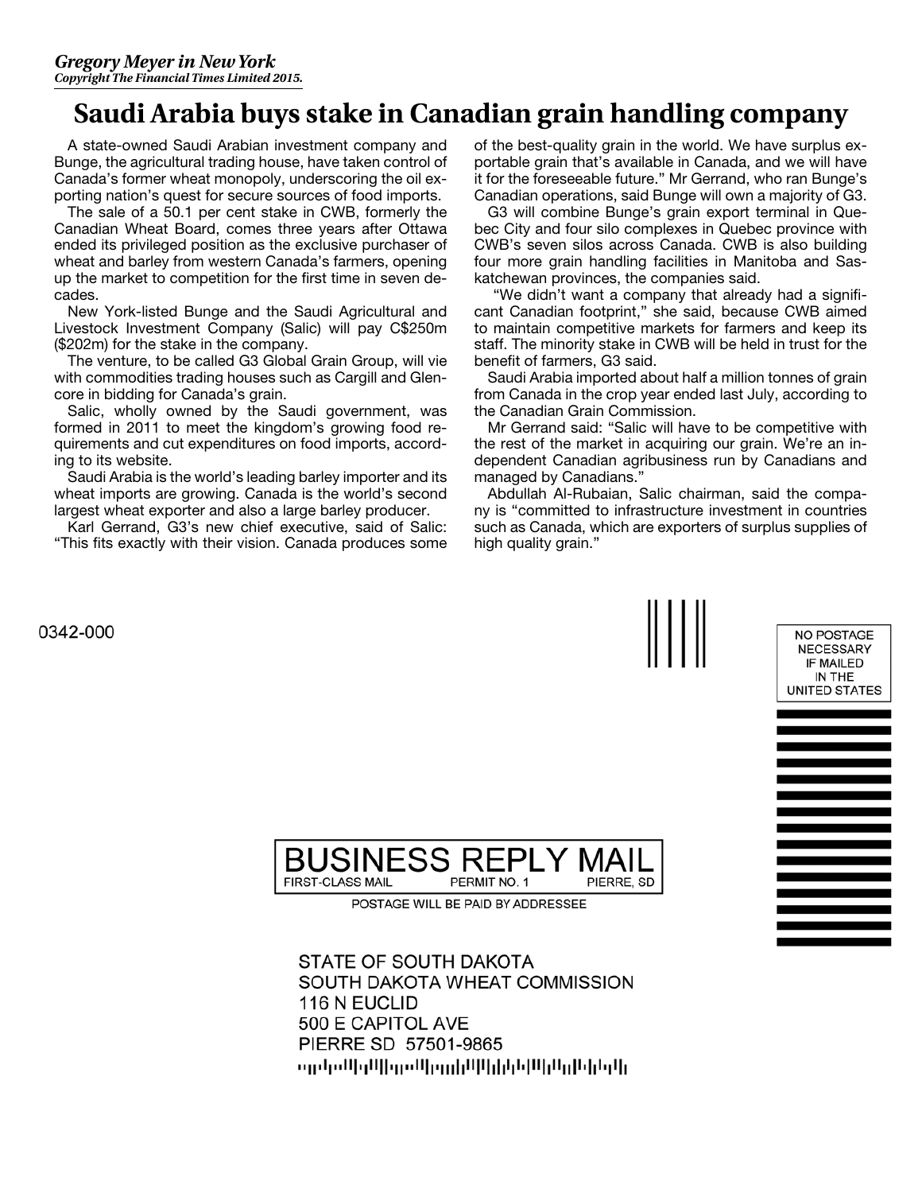*Gregory Meyer in New York*
***Copyright The Financial Times Limited 2015.***

# Saudi Arabia buys stake in Canadian grain handling company

A state-owned Saudi Arabian investment company and Bunge, the agricultural trading house, have taken control of Canada's former wheat monopoly, underscoring the oil exporting nation's quest for secure sources of food imports.

The sale of a 50.1 per cent stake in CWB, formerly the Canadian Wheat Board, comes three years after Ottawa ended its privileged position as the exclusive purchaser of wheat and barley from western Canada's farmers, opening up the market to competition for the first time in seven decades.

New York-listed Bunge and the Saudi Agricultural and Livestock Investment Company (Salic) will pay C$250m ($202m) for the stake in the company.

The venture, to be called G3 Global Grain Group, will vie with commodities trading houses such as Cargill and Glencore in bidding for Canada's grain.

Salic, wholly owned by the Saudi government, was formed in 2011 to meet the kingdom's growing food requirements and cut expenditures on food imports, according to its website.

Saudi Arabia is the world's leading barley importer and its wheat imports are growing. Canada is the world's second largest wheat exporter and also a large barley producer.

Karl Gerrand, G3's new chief executive, said of Salic: "This fits exactly with their vision. Canada produces some of the best-quality grain in the world. We have surplus exportable grain that's available in Canada, and we will have it for the foreseeable future." Mr Gerrand, who ran Bunge's Canadian operations, said Bunge will own a majority of G3.

G3 will combine Bunge's grain export terminal in Quebec City and four silo complexes in Quebec province with CWB's seven silos across Canada. CWB is also building four more grain handling facilities in Manitoba and Saskatchewan provinces, the companies said.

"We didn't want a company that already had a significant Canadian footprint," she said, because CWB aimed to maintain competitive markets for farmers and keep its staff. The minority stake in CWB will be held in trust for the benefit of farmers, G3 said.

Saudi Arabia imported about half a million tonnes of grain from Canada in the crop year ended last July, according to the Canadian Grain Commission.

Mr Gerrand said: "Salic will have to be competitive with the rest of the market in acquiring our grain. We're an independent Canadian agribusiness run by Canadians and managed by Canadians."

Abdullah Al-Rubaian, Salic chairman, said the company is "committed to infrastructure investment in countries such as Canada, which are exporters of surplus supplies of high quality grain."

0342-000

NO POSTAGE NECESSARY IF MAILED IN THE UNITED STATES

**BUSINESS REPLY MAIL**
FIRST-CLASS MAIL PERMIT NO. 1 PIERRE, SD

POSTAGE WILL BE PAID BY ADDRESSEE

STATE OF SOUTH DAKOTA
SOUTH DAKOTA WHEAT COMMISSION
116 N EUCLID
500 E CAPITOL AVE
PIERRE SD 57501-9865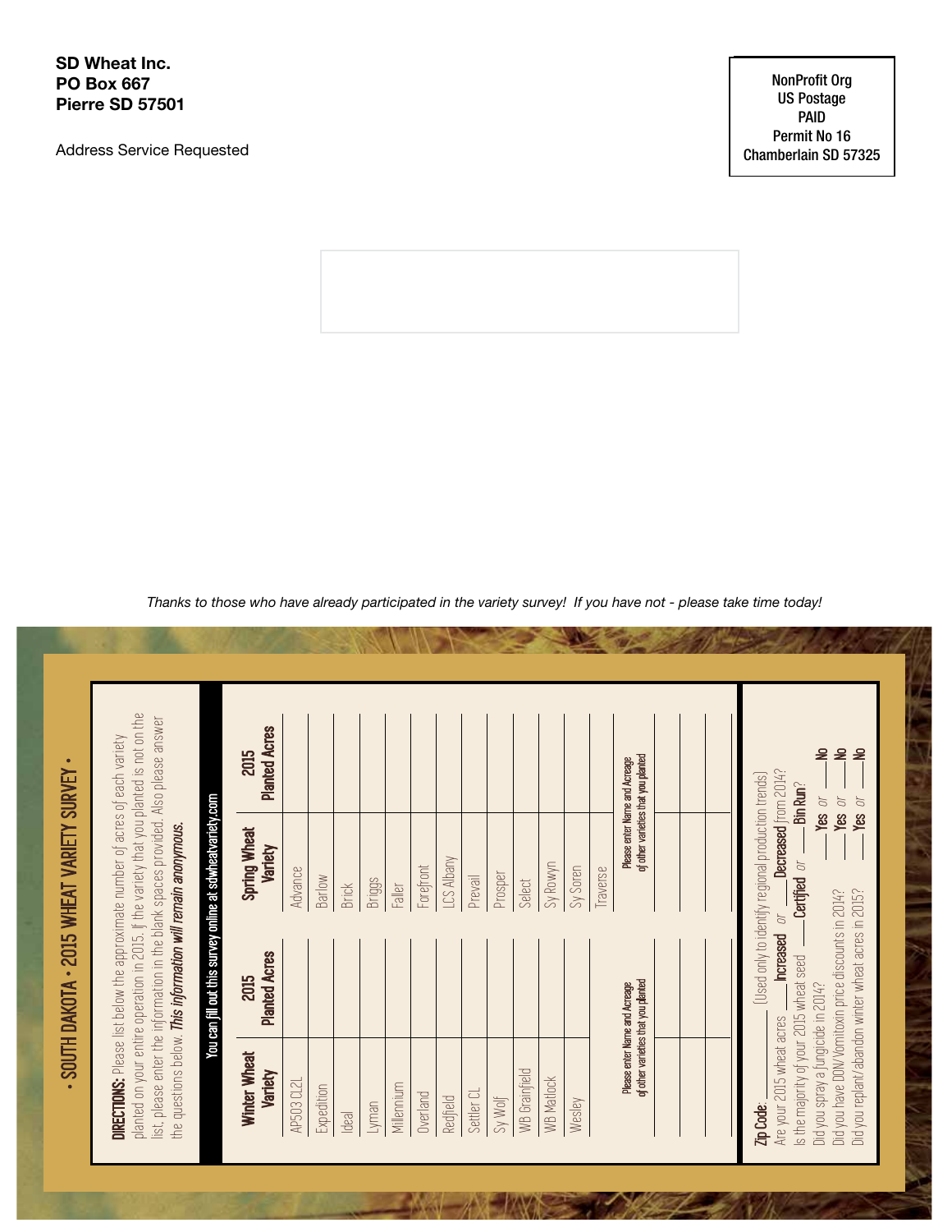SD Wheat Inc.
PO Box 667
Pierre SD 57501

Address Service Requested

NonProfit Org
US Postage
PAID
Permit No 16
Chamberlain SD 57325

*Thanks to those who have already participated in the variety survey! If you have not - please take time today!*

# • SOUTH DAKOTA • 2015 WHEAT VARIETY SURVEY •

**DIRECTIONS:** Please list below the approximate number of acres of each variety planted on your entire operation in 2015. If the variety that you planted is not on the list, please enter the information in the blank spaces provided. Also please answer the questions below. ***This information will remain anonymous.***

**You can fill out this survey online at sdwheatvariety.com**

| Winter Wheat Variety | 2015 Planted Acres | Spring Wheat Variety | 2015 Planted Acres |
|---|---|---|---|
| AP503 CL2L | | Advance | |
| Expedition | | Barlow | |
| Ideal | | Brick | |
| Lyman | | Briggs | |
| Millennium | | Faller | |
| Overland | | Forefront | |
| Redfield | | LCS Albany | |
| Settler CL | | Prevail | |
| Sy Wolf | | Prosper | |
| WB Grainfield | | Select | |
| WB Matlock | | Sy Rowyn | |
| Wesley | | Sy Soren | |
| | | Traverse | |
| Please enter Name and Acreage of other varieties that you planted | | Please enter Name and Acreage of other varieties that you planted | |
| | | | |
| | | | |
| | | | |

**Zip Code:** ______ (Used only to identify regional production trends)

Are your 2015 wheat acres ___ **Increased** *or* ___ **Decreased** from 2014?

Is the majority of your 2015 wheat seed ___ **Certified** *or* ___ **Bin Run**?

Did you spray a fungicide in 2014? ___ **Yes** *or* ___ **No**

Did you have DON/Vomitoxin price discounts in 2014? ___ **Yes** *or* ___ **No**

Did you replant/abandon winter wheat acres in 2015? ___ **Yes** *or* ___ **No**